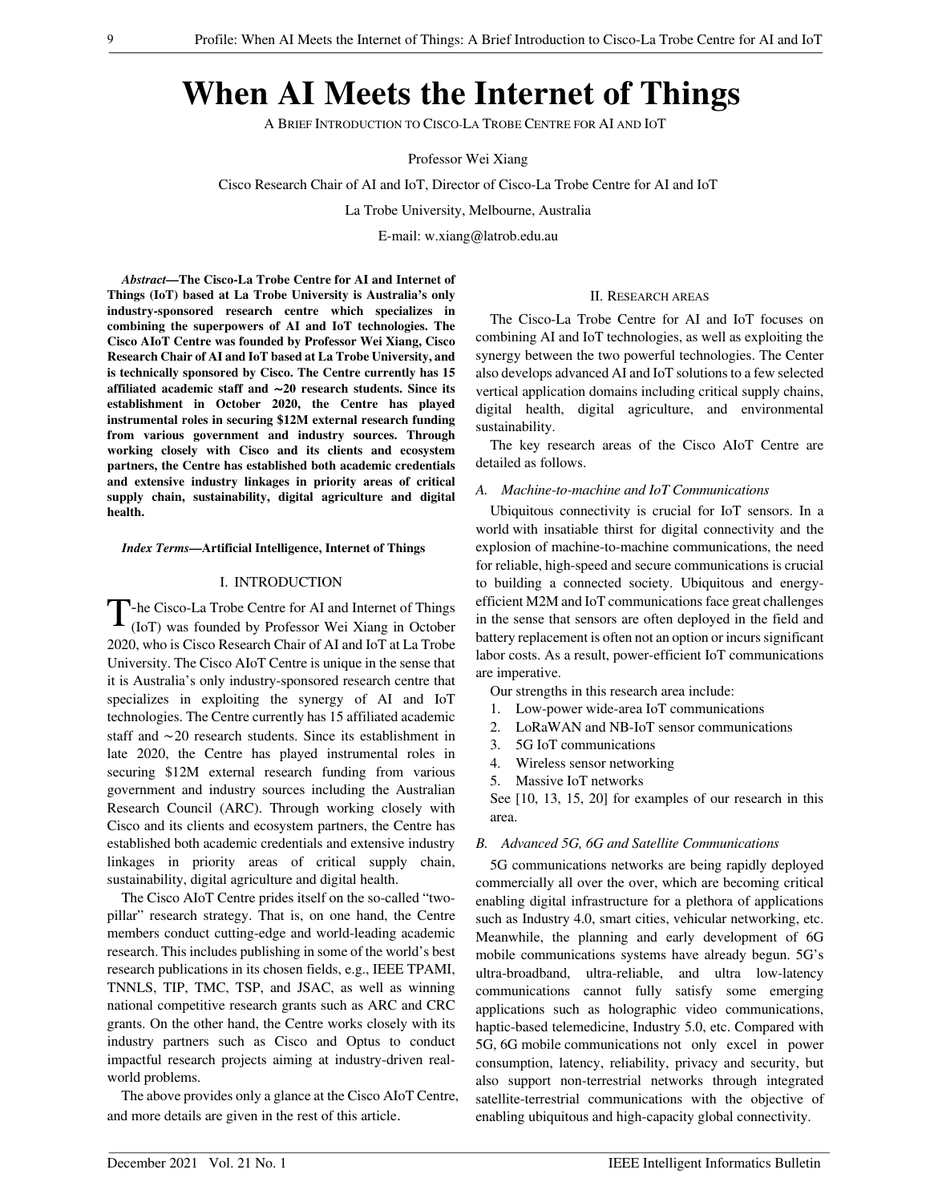# When AI Meets the Internet of Things

A BRIEF INTRODUCTION TO CISCO-LA TROBE CENTRE FOR AI AND IOT

Professor Wei Xiang

Cisco Research Chair of AI and IoT, Director of Cisco-La Trobe Centre for AI and IoT

La Trobe University, Melbourne, Australia

E-mail: w.xiang@latrob.edu.au

***Abstract*—The Cisco-La Trobe Centre for AI and Internet of Things (IoT) based at La Trobe University is Australia's only industry-sponsored research centre which specializes in combining the superpowers of AI and IoT technologies. The Cisco AIoT Centre was founded by Professor Wei Xiang, Cisco Research Chair of AI and IoT based at La Trobe University, and is technically sponsored by Cisco. The Centre currently has 15 affiliated academic staff and ∼20 research students. Since its establishment in October 2020, the Centre has played instrumental roles in securing $12M external research funding from various government and industry sources. Through working closely with Cisco and its clients and ecosystem partners, the Centre has established both academic credentials and extensive industry linkages in priority areas of critical supply chain, sustainability, digital agriculture and digital health.**

***Index Terms*—Artificial Intelligence, Internet of Things**

## I. INTRODUCTION

The Cisco-La Trobe Centre for AI and Internet of Things (IoT) was founded by Professor Wei Xiang in October 2020, who is Cisco Research Chair of AI and IoT at La Trobe University. The Cisco AIoT Centre is unique in the sense that it is Australia's only industry-sponsored research centre that specializes in exploiting the synergy of AI and IoT technologies. The Centre currently has 15 affiliated academic staff and ∼20 research students. Since its establishment in late 2020, the Centre has played instrumental roles in securing $12M external research funding from various government and industry sources including the Australian Research Council (ARC). Through working closely with Cisco and its clients and ecosystem partners, the Centre has established both academic credentials and extensive industry linkages in priority areas of critical supply chain, sustainability, digital agriculture and digital health.

The Cisco AIoT Centre prides itself on the so-called "two-pillar" research strategy. That is, on one hand, the Centre members conduct cutting-edge and world-leading academic research. This includes publishing in some of the world's best research publications in its chosen fields, e.g., IEEE TPAMI, TNNLS, TIP, TMC, TSP, and JSAC, as well as winning national competitive research grants such as ARC and CRC grants. On the other hand, the Centre works closely with its industry partners such as Cisco and Optus to conduct impactful research projects aiming at industry-driven real-world problems.

The above provides only a glance at the Cisco AIoT Centre, and more details are given in the rest of this article.

## II. RESEARCH AREAS

The Cisco-La Trobe Centre for AI and IoT focuses on combining AI and IoT technologies, as well as exploiting the synergy between the two powerful technologies. The Center also develops advanced AI and IoT solutions to a few selected vertical application domains including critical supply chains, digital health, digital agriculture, and environmental sustainability.

The key research areas of the Cisco AIoT Centre are detailed as follows.

### *A. Machine-to-machine and IoT Communications*

Ubiquitous connectivity is crucial for IoT sensors. In a world with insatiable thirst for digital connectivity and the explosion of machine-to-machine communications, the need for reliable, high-speed and secure communications is crucial to building a connected society. Ubiquitous and energy-efficient M2M and IoT communications face great challenges in the sense that sensors are often deployed in the field and battery replacement is often not an option or incurs significant labor costs. As a result, power-efficient IoT communications are imperative.

Our strengths in this research area include:

1. Low-power wide-area IoT communications
2. LoRaWAN and NB-IoT sensor communications
3. 5G IoT communications
4. Wireless sensor networking
5. Massive IoT networks

See [10, 13, 15, 20] for examples of our research in this area.

### *B. Advanced 5G, 6G and Satellite Communications*

5G communications networks are being rapidly deployed commercially all over the over, which are becoming critical enabling digital infrastructure for a plethora of applications such as Industry 4.0, smart cities, vehicular networking, etc. Meanwhile, the planning and early development of 6G mobile communications systems have already begun. 5G's ultra-broadband, ultra-reliable, and ultra low-latency communications cannot fully satisfy some emerging applications such as holographic video communications, haptic-based telemedicine, Industry 5.0, etc. Compared with 5G, 6G mobile communications not only excel in power consumption, latency, reliability, privacy and security, but also support non-terrestrial networks through integrated satellite-terrestrial communications with the objective of enabling ubiquitous and high-capacity global connectivity.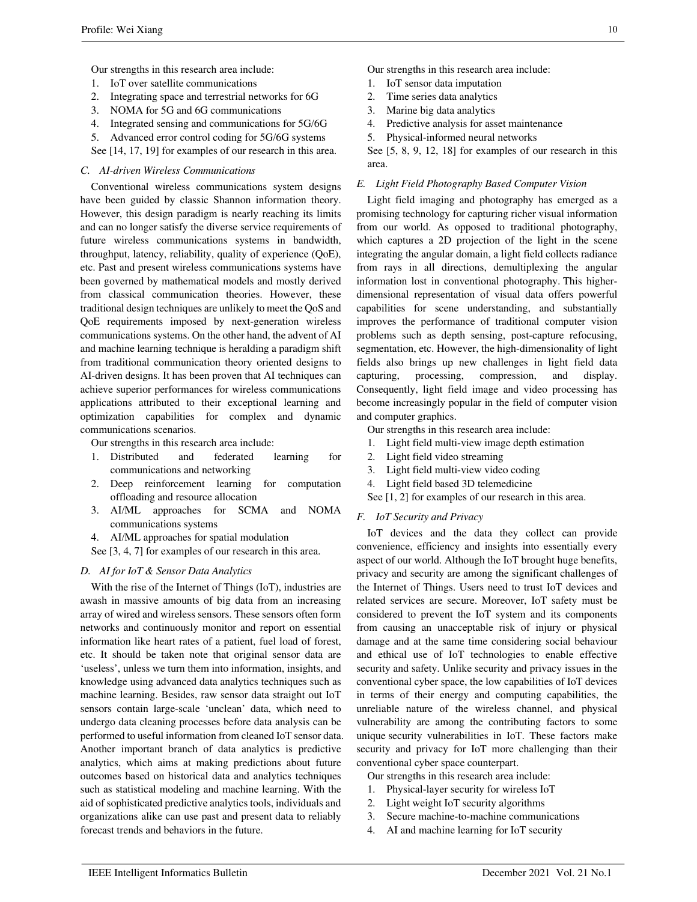Our strengths in this research area include:

1. IoT over satellite communications
2. Integrating space and terrestrial networks for 6G
3. NOMA for 5G and 6G communications
4. Integrated sensing and communications for 5G/6G
5. Advanced error control coding for 5G/6G systems

See [14, 17, 19] for examples of our research in this area.

### C. AI-driven Wireless Communications

Conventional wireless communications system designs have been guided by classic Shannon information theory. However, this design paradigm is nearly reaching its limits and can no longer satisfy the diverse service requirements of future wireless communications systems in bandwidth, throughput, latency, reliability, quality of experience (QoE), etc. Past and present wireless communications systems have been governed by mathematical models and mostly derived from classical communication theories. However, these traditional design techniques are unlikely to meet the QoS and QoE requirements imposed by next-generation wireless communications systems. On the other hand, the advent of AI and machine learning technique is heralding a paradigm shift from traditional communication theory oriented designs to AI-driven designs. It has been proven that AI techniques can achieve superior performances for wireless communications applications attributed to their exceptional learning and optimization capabilities for complex and dynamic communications scenarios.

Our strengths in this research area include:

1. Distributed and federated learning for communications and networking
2. Deep reinforcement learning for computation offloading and resource allocation
3. AI/ML approaches for SCMA and NOMA communications systems
4. AI/ML approaches for spatial modulation

See [3, 4, 7] for examples of our research in this area.

### D. AI for IoT & Sensor Data Analytics

With the rise of the Internet of Things (IoT), industries are awash in massive amounts of big data from an increasing array of wired and wireless sensors. These sensors often form networks and continuously monitor and report on essential information like heart rates of a patient, fuel load of forest, etc. It should be taken note that original sensor data are 'useless', unless we turn them into information, insights, and knowledge using advanced data analytics techniques such as machine learning. Besides, raw sensor data straight out IoT sensors contain large-scale 'unclean' data, which need to undergo data cleaning processes before data analysis can be performed to useful information from cleaned IoT sensor data. Another important branch of data analytics is predictive analytics, which aims at making predictions about future outcomes based on historical data and analytics techniques such as statistical modeling and machine learning. With the aid of sophisticated predictive analytics tools, individuals and organizations alike can use past and present data to reliably forecast trends and behaviors in the future.

Our strengths in this research area include:

1. IoT sensor data imputation
2. Time series data analytics
3. Marine big data analytics
4. Predictive analysis for asset maintenance
5. Physical-informed neural networks

See [5, 8, 9, 12, 18] for examples of our research in this area.

### E. Light Field Photography Based Computer Vision

Light field imaging and photography has emerged as a promising technology for capturing richer visual information from our world. As opposed to traditional photography, which captures a 2D projection of the light in the scene integrating the angular domain, a light field collects radiance from rays in all directions, demultiplexing the angular information lost in conventional photography. This higher-dimensional representation of visual data offers powerful capabilities for scene understanding, and substantially improves the performance of traditional computer vision problems such as depth sensing, post-capture refocusing, segmentation, etc. However, the high-dimensionality of light fields also brings up new challenges in light field data capturing, processing, compression, and display. Consequently, light field image and video processing has become increasingly popular in the field of computer vision and computer graphics.

Our strengths in this research area include:

1. Light field multi-view image depth estimation
2. Light field video streaming
3. Light field multi-view video coding
4. Light field based 3D telemedicine

See [1, 2] for examples of our research in this area.

### F. IoT Security and Privacy

IoT devices and the data they collect can provide convenience, efficiency and insights into essentially every aspect of our world. Although the IoT brought huge benefits, privacy and security are among the significant challenges of the Internet of Things. Users need to trust IoT devices and related services are secure. Moreover, IoT safety must be considered to prevent the IoT system and its components from causing an unacceptable risk of injury or physical damage and at the same time considering social behaviour and ethical use of IoT technologies to enable effective security and safety. Unlike security and privacy issues in the conventional cyber space, the low capabilities of IoT devices in terms of their energy and computing capabilities, the unreliable nature of the wireless channel, and physical vulnerability are among the contributing factors to some unique security vulnerabilities in IoT. These factors make security and privacy for IoT more challenging than their conventional cyber space counterpart.

Our strengths in this research area include:

1. Physical-layer security for wireless IoT
2. Light weight IoT security algorithms
3. Secure machine-to-machine communications
4. AI and machine learning for IoT security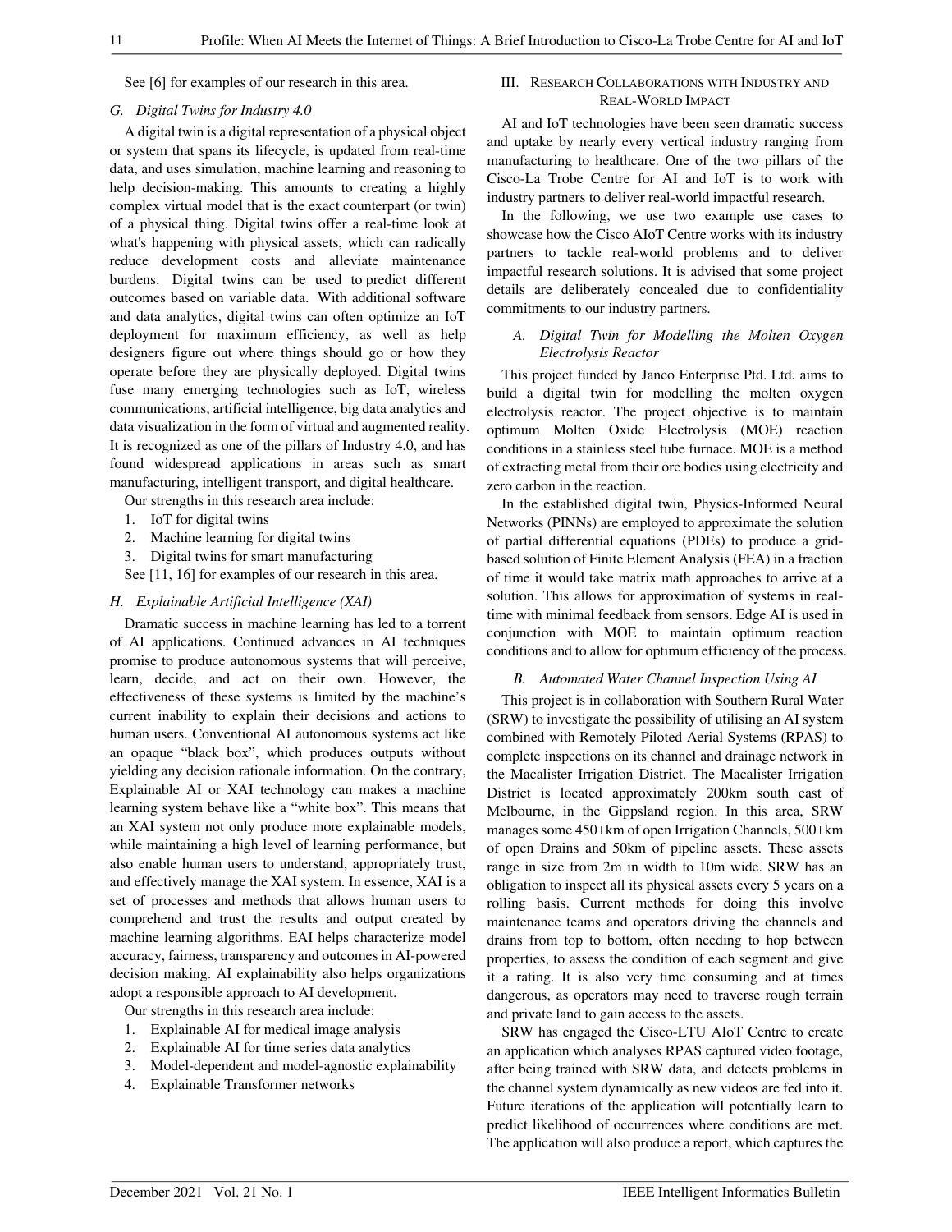See [6] for examples of our research in this area.

### G. Digital Twins for Industry 4.0

A digital twin is a digital representation of a physical object or system that spans its lifecycle, is updated from real-time data, and uses simulation, machine learning and reasoning to help decision-making. This amounts to creating a highly complex virtual model that is the exact counterpart (or twin) of a physical thing. Digital twins offer a real-time look at what's happening with physical assets, which can radically reduce development costs and alleviate maintenance burdens. Digital twins can be used to predict different outcomes based on variable data. With additional software and data analytics, digital twins can often optimize an IoT deployment for maximum efficiency, as well as help designers figure out where things should go or how they operate before they are physically deployed. Digital twins fuse many emerging technologies such as IoT, wireless communications, artificial intelligence, big data analytics and data visualization in the form of virtual and augmented reality. It is recognized as one of the pillars of Industry 4.0, and has found widespread applications in areas such as smart manufacturing, intelligent transport, and digital healthcare.

Our strengths in this research area include:

1. IoT for digital twins
2. Machine learning for digital twins
3. Digital twins for smart manufacturing

See [11, 16] for examples of our research in this area.

### H. Explainable Artificial Intelligence (XAI)

Dramatic success in machine learning has led to a torrent of AI applications. Continued advances in AI techniques promise to produce autonomous systems that will perceive, learn, decide, and act on their own. However, the effectiveness of these systems is limited by the machine's current inability to explain their decisions and actions to human users. Conventional AI autonomous systems act like an opaque "black box", which produces outputs without yielding any decision rationale information. On the contrary, Explainable AI or XAI technology can makes a machine learning system behave like a "white box". This means that an XAI system not only produce more explainable models, while maintaining a high level of learning performance, but also enable human users to understand, appropriately trust, and effectively manage the XAI system. In essence, XAI is a set of processes and methods that allows human users to comprehend and trust the results and output created by machine learning algorithms. EAI helps characterize model accuracy, fairness, transparency and outcomes in AI-powered decision making. AI explainability also helps organizations adopt a responsible approach to AI development.

Our strengths in this research area include:

1. Explainable AI for medical image analysis
2. Explainable AI for time series data analytics
3. Model-dependent and model-agnostic explainability
4. Explainable Transformer networks

## III. Research Collaborations with Industry and Real-World Impact

AI and IoT technologies have been seen dramatic success and uptake by nearly every vertical industry ranging from manufacturing to healthcare. One of the two pillars of the Cisco-La Trobe Centre for AI and IoT is to work with industry partners to deliver real-world impactful research.

In the following, we use two example use cases to showcase how the Cisco AIoT Centre works with its industry partners to tackle real-world problems and to deliver impactful research solutions. It is advised that some project details are deliberately concealed due to confidentiality commitments to our industry partners.

### A. Digital Twin for Modelling the Molten Oxygen Electrolysis Reactor

This project funded by Janco Enterprise Ptd. Ltd. aims to build a digital twin for modelling the molten oxygen electrolysis reactor. The project objective is to maintain optimum Molten Oxide Electrolysis (MOE) reaction conditions in a stainless steel tube furnace. MOE is a method of extracting metal from their ore bodies using electricity and zero carbon in the reaction.

In the established digital twin, Physics-Informed Neural Networks (PINNs) are employed to approximate the solution of partial differential equations (PDEs) to produce a grid-based solution of Finite Element Analysis (FEA) in a fraction of time it would take matrix math approaches to arrive at a solution. This allows for approximation of systems in real-time with minimal feedback from sensors. Edge AI is used in conjunction with MOE to maintain optimum reaction conditions and to allow for optimum efficiency of the process.

### B. Automated Water Channel Inspection Using AI

This project is in collaboration with Southern Rural Water (SRW) to investigate the possibility of utilising an AI system combined with Remotely Piloted Aerial Systems (RPAS) to complete inspections on its channel and drainage network in the Macalister Irrigation District. The Macalister Irrigation District is located approximately 200km south east of Melbourne, in the Gippsland region. In this area, SRW manages some 450+km of open Irrigation Channels, 500+km of open Drains and 50km of pipeline assets. These assets range in size from 2m in width to 10m wide. SRW has an obligation to inspect all its physical assets every 5 years on a rolling basis. Current methods for doing this involve maintenance teams and operators driving the channels and drains from top to bottom, often needing to hop between properties, to assess the condition of each segment and give it a rating. It is also very time consuming and at times dangerous, as operators may need to traverse rough terrain and private land to gain access to the assets.

SRW has engaged the Cisco-LTU AIoT Centre to create an application which analyses RPAS captured video footage, after being trained with SRW data, and detects problems in the channel system dynamically as new videos are fed into it. Future iterations of the application will potentially learn to predict likelihood of occurrences where conditions are met. The application will also produce a report, which captures the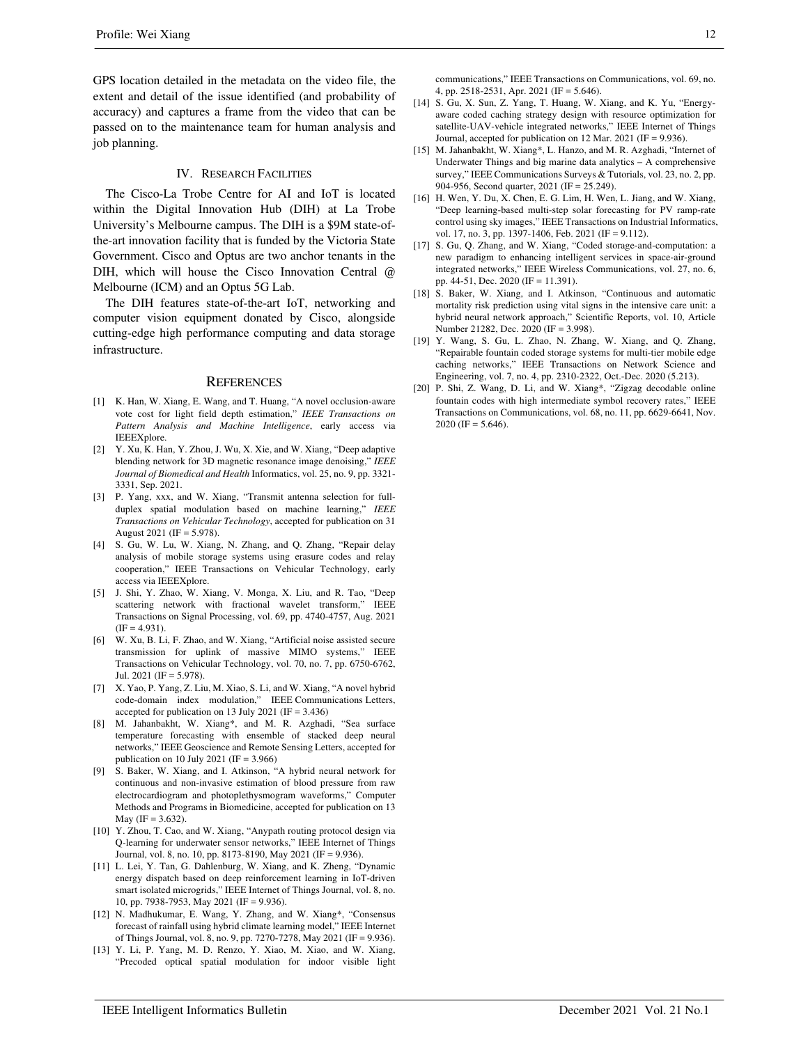GPS location detailed in the metadata on the video file, the extent and detail of the issue identified (and probability of accuracy) and captures a frame from the video that can be passed on to the maintenance team for human analysis and job planning.

## IV. Research Facilities

The Cisco-La Trobe Centre for AI and IoT is located within the Digital Innovation Hub (DIH) at La Trobe University's Melbourne campus. The DIH is a $9M state-of-the-art innovation facility that is funded by the Victoria State Government. Cisco and Optus are two anchor tenants in the DIH, which will house the Cisco Innovation Central @ Melbourne (ICM) and an Optus 5G Lab.

The DIH features state-of-the-art IoT, networking and computer vision equipment donated by Cisco, alongside cutting-edge high performance computing and data storage infrastructure.

## References

[1] K. Han, W. Xiang, E. Wang, and T. Huang, "A novel occlusion-aware vote cost for light field depth estimation," *IEEE Transactions on Pattern Analysis and Machine Intelligence*, early access via IEEEXplore.

[2] Y. Xu, K. Han, Y. Zhou, J. Wu, X. Xie, and W. Xiang, "Deep adaptive blending network for 3D magnetic resonance image denoising," *IEEE Journal of Biomedical and Health* Informatics, vol. 25, no. 9, pp. 3321-3331, Sep. 2021.

[3] P. Yang, xxx, and W. Xiang, "Transmit antenna selection for full-duplex spatial modulation based on machine learning," *IEEE Transactions on Vehicular Technology*, accepted for publication on 31 August 2021 (IF = 5.978).

[4] S. Gu, W. Lu, W. Xiang, N. Zhang, and Q. Zhang, "Repair delay analysis of mobile storage systems using erasure codes and relay cooperation," IEEE Transactions on Vehicular Technology, early access via IEEEXplore.

[5] J. Shi, Y. Zhao, W. Xiang, V. Monga, X. Liu, and R. Tao, "Deep scattering network with fractional wavelet transform," IEEE Transactions on Signal Processing, vol. 69, pp. 4740-4757, Aug. 2021 (IF = 4.931).

[6] W. Xu, B. Li, F. Zhao, and W. Xiang, "Artificial noise assisted secure transmission for uplink of massive MIMO systems," IEEE Transactions on Vehicular Technology, vol. 70, no. 7, pp. 6750-6762, Jul. 2021 (IF = 5.978).

[7] X. Yao, P. Yang, Z. Liu, M. Xiao, S. Li, and W. Xiang, "A novel hybrid code-domain index modulation," IEEE Communications Letters, accepted for publication on 13 July 2021 (IF = 3.436)

[8] M. Jahanbakht, W. Xiang*, and M. R. Azghadi, "Sea surface temperature forecasting with ensemble of stacked deep neural networks," IEEE Geoscience and Remote Sensing Letters, accepted for publication on 10 July 2021 (IF = 3.966)

[9] S. Baker, W. Xiang, and I. Atkinson, "A hybrid neural network for continuous and non-invasive estimation of blood pressure from raw electrocardiogram and photoplethysmogram waveforms," Computer Methods and Programs in Biomedicine, accepted for publication on 13 May (IF = 3.632).

[10] Y. Zhou, T. Cao, and W. Xiang, "Anypath routing protocol design via Q-learning for underwater sensor networks," IEEE Internet of Things Journal, vol. 8, no. 10, pp. 8173-8190, May 2021 (IF = 9.936).

[11] L. Lei, Y. Tan, G. Dahlenburg, W. Xiang, and K. Zheng, "Dynamic energy dispatch based on deep reinforcement learning in IoT-driven smart isolated microgrids," IEEE Internet of Things Journal, vol. 8, no. 10, pp. 7938-7953, May 2021 (IF = 9.936).

[12] N. Madhukumar, E. Wang, Y. Zhang, and W. Xiang*, "Consensus forecast of rainfall using hybrid climate learning model," IEEE Internet of Things Journal, vol. 8, no. 9, pp. 7270-7278, May 2021 (IF = 9.936).

[13] Y. Li, P. Yang, M. D. Renzo, Y. Xiao, M. Xiao, and W. Xiang, "Precoded optical spatial modulation for indoor visible light communications," IEEE Transactions on Communications, vol. 69, no. 4, pp. 2518-2531, Apr. 2021 (IF = 5.646).

[14] S. Gu, X. Sun, Z. Yang, T. Huang, W. Xiang, and K. Yu, "Energy-aware coded caching strategy design with resource optimization for satellite-UAV-vehicle integrated networks," IEEE Internet of Things Journal, accepted for publication on 12 Mar. 2021 (IF = 9.936).

[15] M. Jahanbakht, W. Xiang*, L. Hanzo, and M. R. Azghadi, "Internet of Underwater Things and big marine data analytics – A comprehensive survey," IEEE Communications Surveys & Tutorials, vol. 23, no. 2, pp. 904-956, Second quarter, 2021 (IF = 25.249).

[16] H. Wen, Y. Du, X. Chen, E. G. Lim, H. Wen, L. Jiang, and W. Xiang, "Deep learning-based multi-step solar forecasting for PV ramp-rate control using sky images," IEEE Transactions on Industrial Informatics, vol. 17, no. 3, pp. 1397-1406, Feb. 2021 (IF = 9.112).

[17] S. Gu, Q. Zhang, and W. Xiang, "Coded storage-and-computation: a new paradigm to enhancing intelligent services in space-air-ground integrated networks," IEEE Wireless Communications, vol. 27, no. 6, pp. 44-51, Dec. 2020 (IF = 11.391).

[18] S. Baker, W. Xiang, and I. Atkinson, "Continuous and automatic mortality risk prediction using vital signs in the intensive care unit: a hybrid neural network approach," Scientific Reports, vol. 10, Article Number 21282, Dec. 2020 (IF = 3.998).

[19] Y. Wang, S. Gu, L. Zhao, N. Zhang, W. Xiang, and Q. Zhang, "Repairable fountain coded storage systems for multi-tier mobile edge caching networks," IEEE Transactions on Network Science and Engineering, vol. 7, no. 4, pp. 2310-2322, Oct.-Dec. 2020 (5.213).

[20] P. Shi, Z. Wang, D. Li, and W. Xiang*, "Zigzag decodable online fountain codes with high intermediate symbol recovery rates," IEEE Transactions on Communications, vol. 68, no. 11, pp. 6629-6641, Nov. 2020 (IF = 5.646).